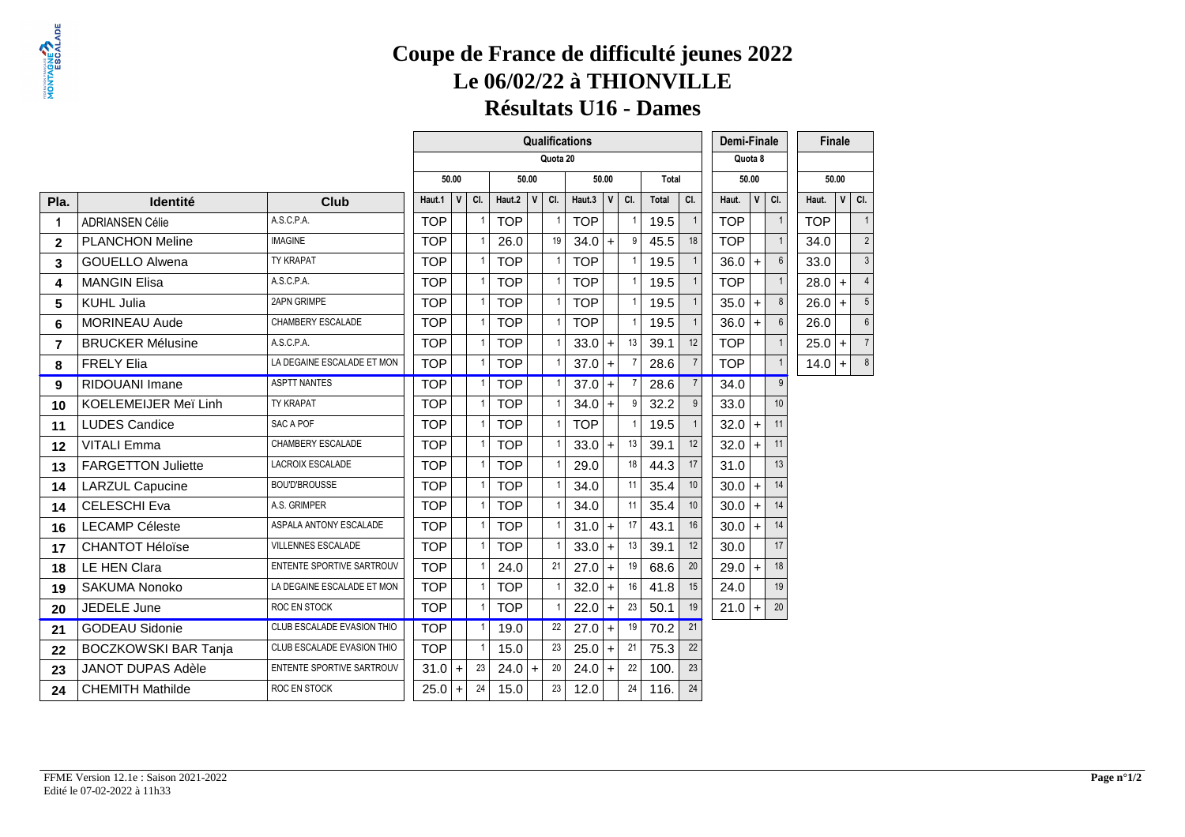# Coupe de France de difficulté jeunes 2022

# Le 06/02/22 à THIONVILLE

# Résultats U16 - Dames

| | | | Qualifications | | | | | | | | | | | Demi-Finale | | | Finale | | |
|---|---|---|---|---|---|---|---|---|---|---|---|---|---|---|---|---|---|---|---|
| | | | Quota 20 | | | | | | | | | | | Quota 8 | | | | | |
| | | | 50.00 | | | 50.00 | | | 50.00 | | | Total | | 50.00 | | | 50.00 | | |
| Pla. | Identité | Club | Haut.1 | V | Cl. | Haut.2 | V | Cl. | Haut.3 | V | Cl. | Total | Cl. | Haut. | V | Cl. | Haut. | V | Cl. |
| 1 | ADRIANSEN Célie | A.S.C.P.A. | TOP | | 1 | TOP | | 1 | TOP | | 1 | 19.5 | 1 | TOP | | 1 | TOP | | 1 |
| 2 | PLANCHON Meline | IMAGINE | TOP | | 1 | 26.0 | | 19 | 34.0 | + | 9 | 45.5 | 18 | TOP | | 1 | 34.0 | | 2 |
| 3 | GOUELLO Alwena | TY KRAPAT | TOP | | 1 | TOP | | 1 | TOP | | 1 | 19.5 | 1 | 36.0 | + | 6 | 33.0 | | 3 |
| 4 | MANGIN Elisa | A.S.C.P.A. | TOP | | 1 | TOP | | 1 | TOP | | 1 | 19.5 | 1 | TOP | | 1 | 28.0 | + | 4 |
| 5 | KUHL Julia | 2APN GRIMPE | TOP | | 1 | TOP | | 1 | TOP | | 1 | 19.5 | 1 | 35.0 | + | 8 | 26.0 | + | 5 |
| 6 | MORINEAU Aude | CHAMBERY ESCALADE | TOP | | 1 | TOP | | 1 | TOP | | 1 | 19.5 | 1 | 36.0 | + | 6 | 26.0 | | 6 |
| 7 | BRUCKER Mélusine | A.S.C.P.A. | TOP | | 1 | TOP | | 1 | 33.0 | + | 13 | 39.1 | 12 | TOP | | 1 | 25.0 | + | 7 |
| 8 | FRELY Elia | LA DEGAINE ESCALADE ET MON | TOP | | 1 | TOP | | 1 | 37.0 | + | 7 | 28.6 | 7 | TOP | | 1 | 14.0 | + | 8 |
| 9 | RIDOUANI Imane | ASPTT NANTES | TOP | | 1 | TOP | | 1 | 37.0 | + | 7 | 28.6 | 7 | 34.0 | | 9 | | | |
| 10 | KOELEMEIJER Meï Linh | TY KRAPAT | TOP | | 1 | TOP | | 1 | 34.0 | + | 9 | 32.2 | 9 | 33.0 | | 10 | | | |
| 11 | LUDES Candice | SAC A POF | TOP | | 1 | TOP | | 1 | TOP | | 1 | 19.5 | 1 | 32.0 | + | 11 | | | |
| 12 | VITALI Emma | CHAMBERY ESCALADE | TOP | | 1 | TOP | | 1 | 33.0 | + | 13 | 39.1 | 12 | 32.0 | + | 11 | | | |
| 13 | FARGETTON Juliette | LACROIX ESCALADE | TOP | | 1 | TOP | | 1 | 29.0 | | 18 | 44.3 | 17 | 31.0 | | 13 | | | |
| 14 | LARZUL Capucine | BOU'D'BROUSSE | TOP | | 1 | TOP | | 1 | 34.0 | | 11 | 35.4 | 10 | 30.0 | + | 14 | | | |
| 14 | CELESCHI Eva | A.S. GRIMPER | TOP | | 1 | TOP | | 1 | 34.0 | | 11 | 35.4 | 10 | 30.0 | + | 14 | | | |
| 16 | LECAMP Céleste | ASPALA ANTONY ESCALADE | TOP | | 1 | TOP | | 1 | 31.0 | + | 17 | 43.1 | 16 | 30.0 | + | 14 | | | |
| 17 | CHANTOT Héloïse | VILLENNES ESCALADE | TOP | | 1 | TOP | | 1 | 33.0 | + | 13 | 39.1 | 12 | 30.0 | | 17 | | | |
| 18 | LE HEN Clara | ENTENTE SPORTIVE SARTROUV | TOP | | 1 | 24.0 | | 21 | 27.0 | + | 19 | 68.6 | 20 | 29.0 | + | 18 | | | |
| 19 | SAKUMA Nonoko | LA DEGAINE ESCALADE ET MON | TOP | | 1 | TOP | | 1 | 32.0 | + | 16 | 41.8 | 15 | 24.0 | | 19 | | | |
| 20 | JEDELE June | ROC EN STOCK | TOP | | 1 | TOP | | 1 | 22.0 | + | 23 | 50.1 | 19 | 21.0 | + | 20 | | | |
| 21 | GODEAU Sidonie | CLUB ESCALADE EVASION THIO | TOP | | 1 | 19.0 | | 22 | 27.0 | + | 19 | 70.2 | 21 | | | | | | |
| 22 | BOCZKOWSKI BAR Tanja | CLUB ESCALADE EVASION THIO | TOP | | 1 | 15.0 | | 23 | 25.0 | + | 21 | 75.3 | 22 | | | | | | |
| 23 | JANOT DUPAS Adèle | ENTENTE SPORTIVE SARTROUV | 31.0 | + | 23 | 24.0 | + | 20 | 24.0 | + | 22 | 100. | 23 | | | | | | |
| 24 | CHEMITH Mathilde | ROC EN STOCK | 25.0 | + | 24 | 15.0 | | 23 | 12.0 | | 24 | 116. | 24 | | | | | | |

FFME Version 12.1e : Saison 2021-2022
Edité le 07-02-2022 à 11h33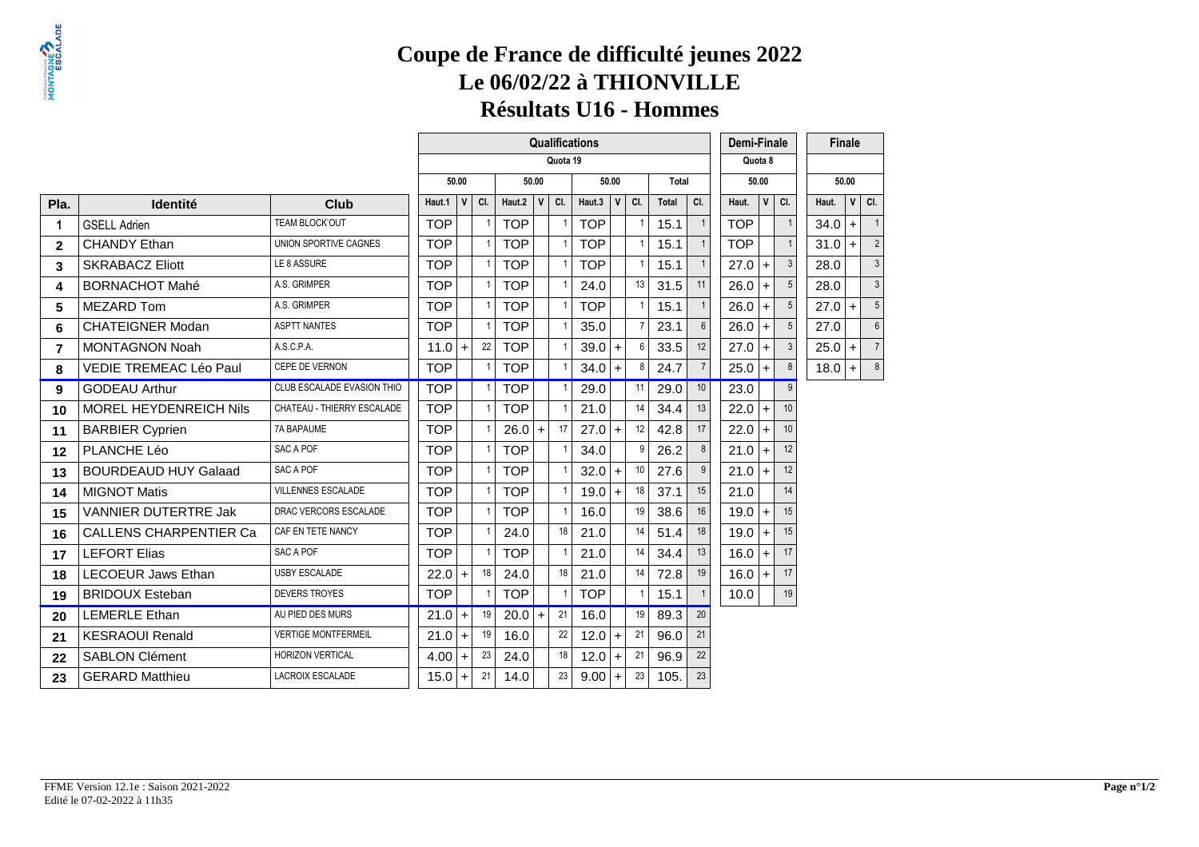# Coupe de France de difficulté jeunes 2022
# Le 06/02/22 à THIONVILLE
# Résultats U16 - Hommes

| | | | Qualifications | | | | | | | | | | | | Demi-Finale | | | Finale | | |
|---|---|---|---|---|---|---|---|---|---|---|---|---|---|---|---|---|---|---|---|---|
| | | | Quota 19 | | | | | | | | | | | | Quota 8 | | | | | |
| | | | 50.00 | | | 50.00 | | | 50.00 | | | Total | | | 50.00 | | | 50.00 | | |
| Pla. | Identité | Club | Haut.1 | V | Cl. | Haut.2 | V | Cl. | Haut.3 | V | Cl. | Total | Cl. | | Haut. | V | Cl. | Haut. | V | Cl. |
| 1 | GSELL Adrien | TEAM BLOCK'OUT | TOP | | 1 | TOP | | 1 | TOP | | 1 | 15.1 | 1 | | TOP | | 1 | 34.0 | + | 1 |
| 2 | CHANDY Ethan | UNION SPORTIVE CAGNES | TOP | | 1 | TOP | | 1 | TOP | | 1 | 15.1 | 1 | | TOP | | 1 | 31.0 | + | 2 |
| 3 | SKRABACZ Eliott | LE 8 ASSURE | TOP | | 1 | TOP | | 1 | TOP | | 1 | 15.1 | 1 | | 27.0 | + | 3 | 28.0 | | 3 |
| 4 | BORNACHOT Mahé | A.S. GRIMPER | TOP | | 1 | TOP | | 1 | 24.0 | | 13 | 31.5 | 11 | | 26.0 | + | 5 | 28.0 | | 3 |
| 5 | MEZARD Tom | A.S. GRIMPER | TOP | | 1 | TOP | | 1 | TOP | | 1 | 15.1 | 1 | | 26.0 | + | 5 | 27.0 | + | 5 |
| 6 | CHATEIGNER Modan | ASPTT NANTES | TOP | | 1 | TOP | | 1 | 35.0 | | 7 | 23.1 | 6 | | 26.0 | + | 5 | 27.0 | | 6 |
| 7 | MONTAGNON Noah | A.S.C.P.A. | 11.0 | + | 22 | TOP | | 1 | 39.0 | + | 6 | 33.5 | 12 | | 27.0 | + | 3 | 25.0 | + | 7 |
| 8 | VEDIE TREMEAC Léo Paul | CEPE DE VERNON | TOP | | 1 | TOP | | 1 | 34.0 | + | 8 | 24.7 | 7 | | 25.0 | + | 8 | 18.0 | + | 8 |
| 9 | GODEAU Arthur | CLUB ESCALADE EVASION THIO | TOP | | 1 | TOP | | 1 | 29.0 | | 11 | 29.0 | 10 | | 23.0 | | 9 | | | |
| 10 | MOREL HEYDENREICH Nils | CHATEAU - THIERRY ESCALADE | TOP | | 1 | TOP | | 1 | 21.0 | | 14 | 34.4 | 13 | | 22.0 | + | 10 | | | |
| 11 | BARBIER Cyprien | 7A BAPAUME | TOP | | 1 | 26.0 | + | 17 | 27.0 | + | 12 | 42.8 | 17 | | 22.0 | + | 10 | | | |
| 12 | PLANCHE Léo | SAC A POF | TOP | | 1 | TOP | | 1 | 34.0 | | 9 | 26.2 | 8 | | 21.0 | + | 12 | | | |
| 13 | BOURDEAUD HUY Galaad | SAC A POF | TOP | | 1 | TOP | | 1 | 32.0 | + | 10 | 27.6 | 9 | | 21.0 | + | 12 | | | |
| 14 | MIGNOT Matis | VILLENNES ESCALADE | TOP | | 1 | TOP | | 1 | 19.0 | + | 18 | 37.1 | 15 | | 21.0 | | 14 | | | |
| 15 | VANNIER DUTERTRE Jak | DRAC VERCORS ESCALADE | TOP | | 1 | TOP | | 1 | 16.0 | | 19 | 38.6 | 16 | | 19.0 | + | 15 | | | |
| 16 | CALLENS CHARPENTIER Ca | CAF EN TETE NANCY | TOP | | 1 | 24.0 | | 18 | 21.0 | | 14 | 51.4 | 18 | | 19.0 | + | 15 | | | |
| 17 | LEFORT Elias | SAC A POF | TOP | | 1 | TOP | | 1 | 21.0 | | 14 | 34.4 | 13 | | 16.0 | + | 17 | | | |
| 18 | LECOEUR Jaws Ethan | USBY ESCALADE | 22.0 | + | 18 | 24.0 | | 18 | 21.0 | | 14 | 72.8 | 19 | | 16.0 | + | 17 | | | |
| 19 | BRIDOUX Esteban | DEVERS TROYES | TOP | | 1 | TOP | | 1 | TOP | | 1 | 15.1 | 1 | | 10.0 | | 19 | | | |
| 20 | LEMERLE Ethan | AU PIED DES MURS | 21.0 | + | 19 | 20.0 | + | 21 | 16.0 | | 19 | 89.3 | 20 | | | | | | | |
| 21 | KESRAOUI Renald | VERTIGE MONTFERMEIL | 21.0 | + | 19 | 16.0 | | 22 | 12.0 | + | 21 | 96.0 | 21 | | | | | | | |
| 22 | SABLON Clément | HORIZON VERTICAL | 4.00 | + | 23 | 24.0 | | 18 | 12.0 | + | 21 | 96.9 | 22 | | | | | | | |
| 23 | GERARD Matthieu | LACROIX ESCALADE | 15.0 | + | 21 | 14.0 | | 23 | 9.00 | + | 23 | 105. | 23 | | | | | | | |

FFME Version 12.1e : Saison 2021-2022
Edité le 07-02-2022 à 11h35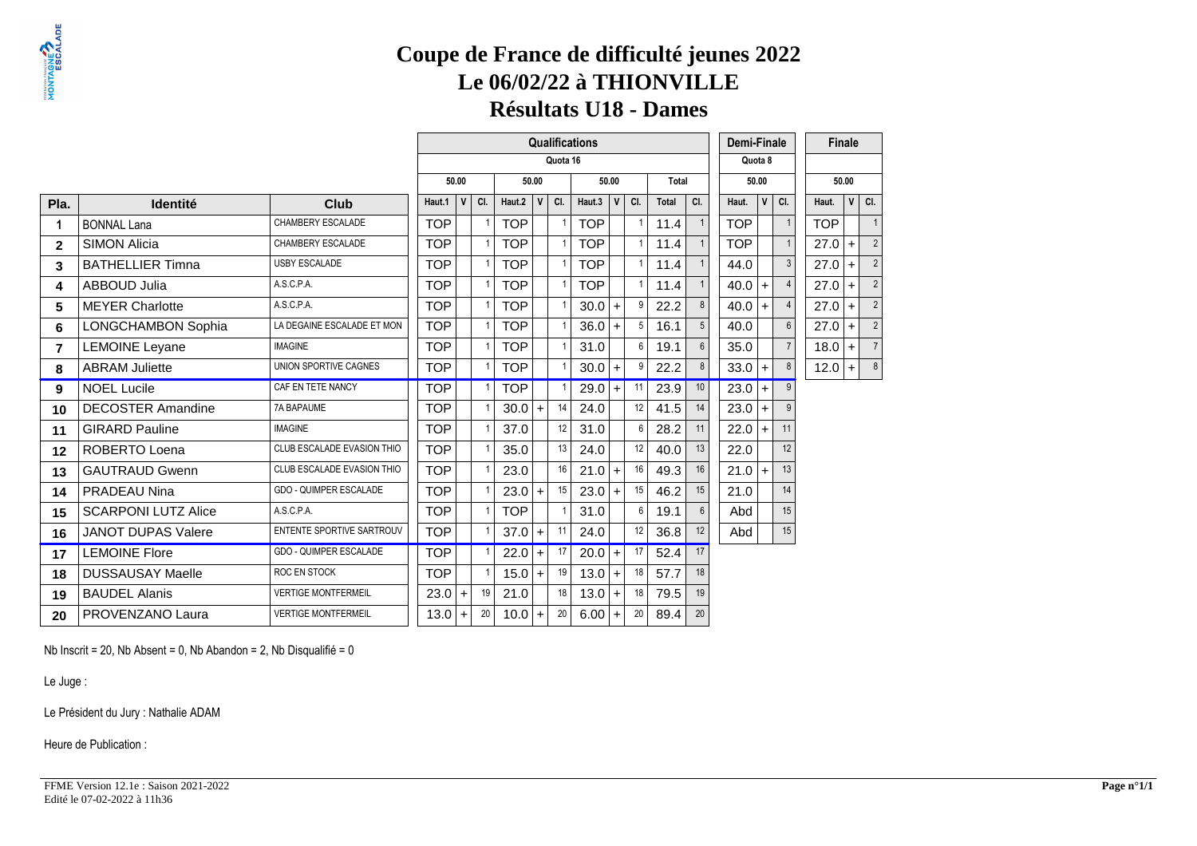# Coupe de France de difficulté jeunes 2022
## Le 06/02/22 à THIONVILLE
## Résultats U18 - Dames

| | | | Qualifications | | | | | | | | | | | Demi-Finale | | | Finale | | |
|---|---|---|---|---|---|---|---|---|---|---|---|---|---|---|---|---|---|---|---|
| | | | Quota 16 | | | | | | | | | | | Quota 8 | | | | | |
| | | | 50.00 | | | 50.00 | | | 50.00 | | | Total | | 50.00 | | | 50.00 | | |
| Pla. | Identité | Club | Haut.1 | V | Cl. | Haut.2 | V | Cl. | Haut.3 | V | Cl. | Total | Cl. | Haut. | V | Cl. | Haut. | V | Cl. |
| 1 | BONNAL Lana | CHAMBERY ESCALADE | TOP | | 1 | TOP | | 1 | TOP | | 1 | 11.4 | 1 | TOP | | 1 | TOP | | 1 |
| 2 | SIMON Alicia | CHAMBERY ESCALADE | TOP | | 1 | TOP | | 1 | TOP | | 1 | 11.4 | 1 | TOP | | 1 | 27.0 | + | 2 |
| 3 | BATHELLIER Timna | USBY ESCALADE | TOP | | 1 | TOP | | 1 | TOP | | 1 | 11.4 | 1 | 44.0 | | 3 | 27.0 | + | 2 |
| 4 | ABBOUD Julia | A.S.C.P.A. | TOP | | 1 | TOP | | 1 | TOP | | 1 | 11.4 | 1 | 40.0 | + | 4 | 27.0 | + | 2 |
| 5 | MEYER Charlotte | A.S.C.P.A. | TOP | | 1 | TOP | | 1 | 30.0 | + | 9 | 22.2 | 8 | 40.0 | + | 4 | 27.0 | + | 2 |
| 6 | LONGCHAMBON Sophia | LA DEGAINE ESCALADE ET MON | TOP | | 1 | TOP | | 1 | 36.0 | + | 5 | 16.1 | 5 | 40.0 | | 6 | 27.0 | + | 2 |
| 7 | LEMOINE Leyane | IMAGINE | TOP | | 1 | TOP | | 1 | 31.0 | | 6 | 19.1 | 6 | 35.0 | | 7 | 18.0 | + | 7 |
| 8 | ABRAM Juliette | UNION SPORTIVE CAGNES | TOP | | 1 | TOP | | 1 | 30.0 | + | 9 | 22.2 | 8 | 33.0 | + | 8 | 12.0 | + | 8 |
| 9 | NOEL Lucile | CAF EN TETE NANCY | TOP | | 1 | TOP | | 1 | 29.0 | + | 11 | 23.9 | 10 | 23.0 | + | 9 | | | |
| 10 | DECOSTER Amandine | 7A BAPAUME | TOP | | 1 | 30.0 | + | 14 | 24.0 | | 12 | 41.5 | 14 | 23.0 | + | 9 | | | |
| 11 | GIRARD Pauline | IMAGINE | TOP | | 1 | 37.0 | | 12 | 31.0 | | 6 | 28.2 | 11 | 22.0 | + | 11 | | | |
| 12 | ROBERTO Loena | CLUB ESCALADE EVASION THIO | TOP | | 1 | 35.0 | | 13 | 24.0 | | 12 | 40.0 | 13 | 22.0 | | 12 | | | |
| 13 | GAUTRAUD Gwenn | CLUB ESCALADE EVASION THIO | TOP | | 1 | 23.0 | | 16 | 21.0 | + | 16 | 49.3 | 16 | 21.0 | + | 13 | | | |
| 14 | PRADEAU Nina | GDO - QUIMPER ESCALADE | TOP | | 1 | 23.0 | + | 15 | 23.0 | + | 15 | 46.2 | 15 | 21.0 | | 14 | | | |
| 15 | SCARPONI LUTZ Alice | A.S.C.P.A. | TOP | | 1 | TOP | | 1 | 31.0 | | 6 | 19.1 | 6 | Abd | | 15 | | | |
| 16 | JANOT DUPAS Valere | ENTENTE SPORTIVE SARTROUV | TOP | | 1 | 37.0 | + | 11 | 24.0 | | 12 | 36.8 | 12 | Abd | | 15 | | | |
| 17 | LEMOINE Flore | GDO - QUIMPER ESCALADE | TOP | | 1 | 22.0 | + | 17 | 20.0 | + | 17 | 52.4 | 17 | | | | | | |
| 18 | DUSSAUSAY Maelle | ROC EN STOCK | TOP | | 1 | 15.0 | + | 19 | 13.0 | + | 18 | 57.7 | 18 | | | | | | |
| 19 | BAUDEL Alanis | VERTIGE MONTFERMEIL | 23.0 | + | 19 | 21.0 | | 18 | 13.0 | + | 18 | 79.5 | 19 | | | | | | |
| 20 | PROVENZANO Laura | VERTIGE MONTFERMEIL | 13.0 | + | 20 | 10.0 | + | 20 | 6.00 | + | 20 | 89.4 | 20 | | | | | | |

Nb Inscrit = 20, Nb Absent = 0, Nb Abandon = 2, Nb Disqualifié = 0

Le Juge :

Le Président du Jury : Nathalie ADAM

Heure de Publication :

FFME Version 12.1e : Saison 2021-2022
Edité le 07-02-2022 à 11h36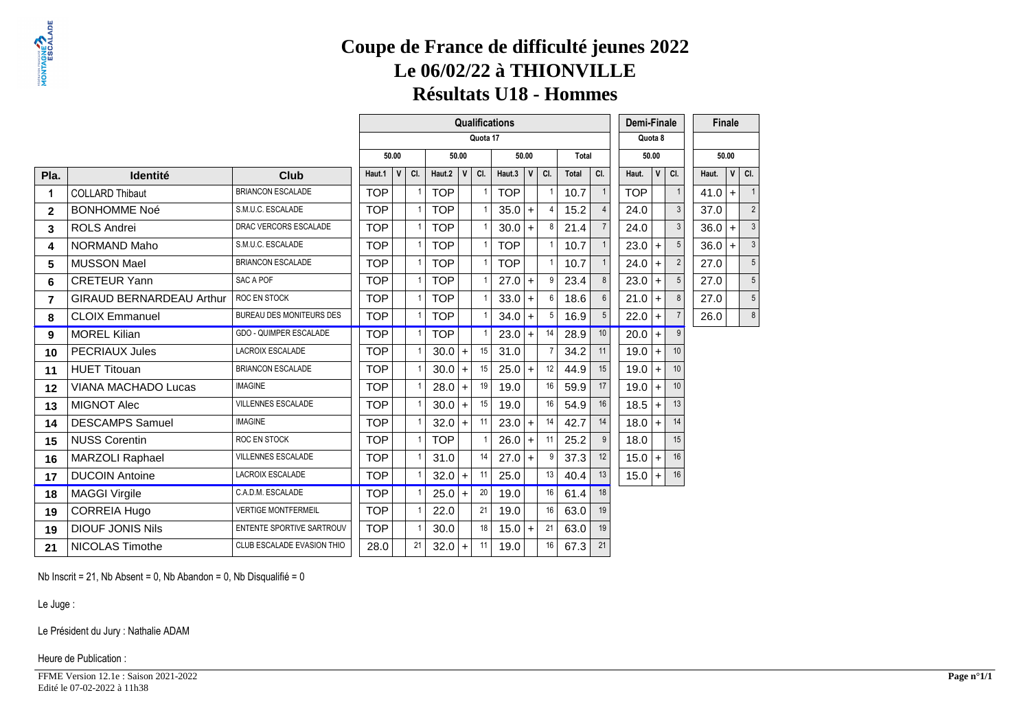# Coupe de France de difficulté jeunes 2022
# Le 06/02/22 à THIONVILLE
# Résultats U18 - Hommes

| | | | Qualifications | | | | | | | | | | | Demi-Finale | | | Finale | | |
|---|---|---|---|---|---|---|---|---|---|---|---|---|---|---|---|---|---|---|---|
| | | | Quota 17 | | | | | | | | | | | Quota 8 | | | | | |
| | | | 50.00 | | | 50.00 | | | 50.00 | | | Total | | 50.00 | | | 50.00 | | |
| Pla. | Identité | Club | Haut.1 | V | Cl. | Haut.2 | V | Cl. | Haut.3 | V | Cl. | Total | Cl. | Haut. | V | Cl. | Haut. | V | Cl. |
| 1 | COLLARD Thibaut | BRIANCON ESCALADE | TOP | | 1 | TOP | | 1 | TOP | | 1 | 10.7 | 1 | TOP | | 1 | 41.0 | + | 1 |
| 2 | BONHOMME Noé | S.M.U.C. ESCALADE | TOP | | 1 | TOP | | 1 | 35.0 | + | 4 | 15.2 | 4 | 24.0 | | 3 | 37.0 | | 2 |
| 3 | ROLS Andrei | DRAC VERCORS ESCALADE | TOP | | 1 | TOP | | 1 | 30.0 | + | 8 | 21.4 | 7 | 24.0 | | 3 | 36.0 | + | 3 |
| 4 | NORMAND Maho | S.M.U.C. ESCALADE | TOP | | 1 | TOP | | 1 | TOP | | 1 | 10.7 | 1 | 23.0 | + | 5 | 36.0 | + | 3 |
| 5 | MUSSON Mael | BRIANCON ESCALADE | TOP | | 1 | TOP | | 1 | TOP | | 1 | 10.7 | 1 | 24.0 | + | 2 | 27.0 | | 5 |
| 6 | CRETEUR Yann | SAC A POF | TOP | | 1 | TOP | | 1 | 27.0 | + | 9 | 23.4 | 8 | 23.0 | + | 5 | 27.0 | | 5 |
| 7 | GIRAUD BERNARDEAU Arthur | ROC EN STOCK | TOP | | 1 | TOP | | 1 | 33.0 | + | 6 | 18.6 | 6 | 21.0 | + | 8 | 27.0 | | 5 |
| 8 | CLOIX Emmanuel | BUREAU DES MONITEURS DES | TOP | | 1 | TOP | | 1 | 34.0 | + | 5 | 16.9 | 5 | 22.0 | + | 7 | 26.0 | | 8 |
| 9 | MOREL Kilian | GDO - QUIMPER ESCALADE | TOP | | 1 | TOP | | 1 | 23.0 | + | 14 | 28.9 | 10 | 20.0 | + | 9 | | | |
| 10 | PECRIAUX Jules | LACROIX ESCALADE | TOP | | 1 | 30.0 | + | 15 | 31.0 | | 7 | 34.2 | 11 | 19.0 | + | 10 | | | |
| 11 | HUET Titouan | BRIANCON ESCALADE | TOP | | 1 | 30.0 | + | 15 | 25.0 | + | 12 | 44.9 | 15 | 19.0 | + | 10 | | | |
| 12 | VIANA MACHADO Lucas | IMAGINE | TOP | | 1 | 28.0 | + | 19 | 19.0 | | 16 | 59.9 | 17 | 19.0 | + | 10 | | | |
| 13 | MIGNOT Alec | VILLENNES ESCALADE | TOP | | 1 | 30.0 | + | 15 | 19.0 | | 16 | 54.9 | 16 | 18.5 | + | 13 | | | |
| 14 | DESCAMPS Samuel | IMAGINE | TOP | | 1 | 32.0 | + | 11 | 23.0 | + | 14 | 42.7 | 14 | 18.0 | + | 14 | | | |
| 15 | NUSS Corentin | ROC EN STOCK | TOP | | 1 | TOP | | 1 | 26.0 | + | 11 | 25.2 | 9 | 18.0 | | 15 | | | |
| 16 | MARZOLI Raphael | VILLENNES ESCALADE | TOP | | 1 | 31.0 | | 14 | 27.0 | + | 9 | 37.3 | 12 | 15.0 | + | 16 | | | |
| 17 | DUCOIN Antoine | LACROIX ESCALADE | TOP | | 1 | 32.0 | + | 11 | 25.0 | | 13 | 40.4 | 13 | 15.0 | + | 16 | | | |
| 18 | MAGGI Virgile | C.A.D.M. ESCALADE | TOP | | 1 | 25.0 | + | 20 | 19.0 | | 16 | 61.4 | 18 | | | | | | |
| 19 | CORREIA Hugo | VERTIGE MONTFERMEIL | TOP | | 1 | 22.0 | | 21 | 19.0 | | 16 | 63.0 | 19 | | | | | | |
| 19 | DIOUF JONIS Nils | ENTENTE SPORTIVE SARTROUV | TOP | | 1 | 30.0 | | 18 | 15.0 | + | 21 | 63.0 | 19 | | | | | | |
| 21 | NICOLAS Timothe | CLUB ESCALADE EVASION THIO | 28.0 | | 21 | 32.0 | + | 11 | 19.0 | | 16 | 67.3 | 21 | | | | | | |

Nb Inscrit = 21, Nb Absent = 0, Nb Abandon = 0, Nb Disqualifié = 0

Le Juge :

Le Président du Jury : Nathalie ADAM

Heure de Publication :

FFME Version 12.1e : Saison 2021-2022
Edité le 07-02-2022 à 11h38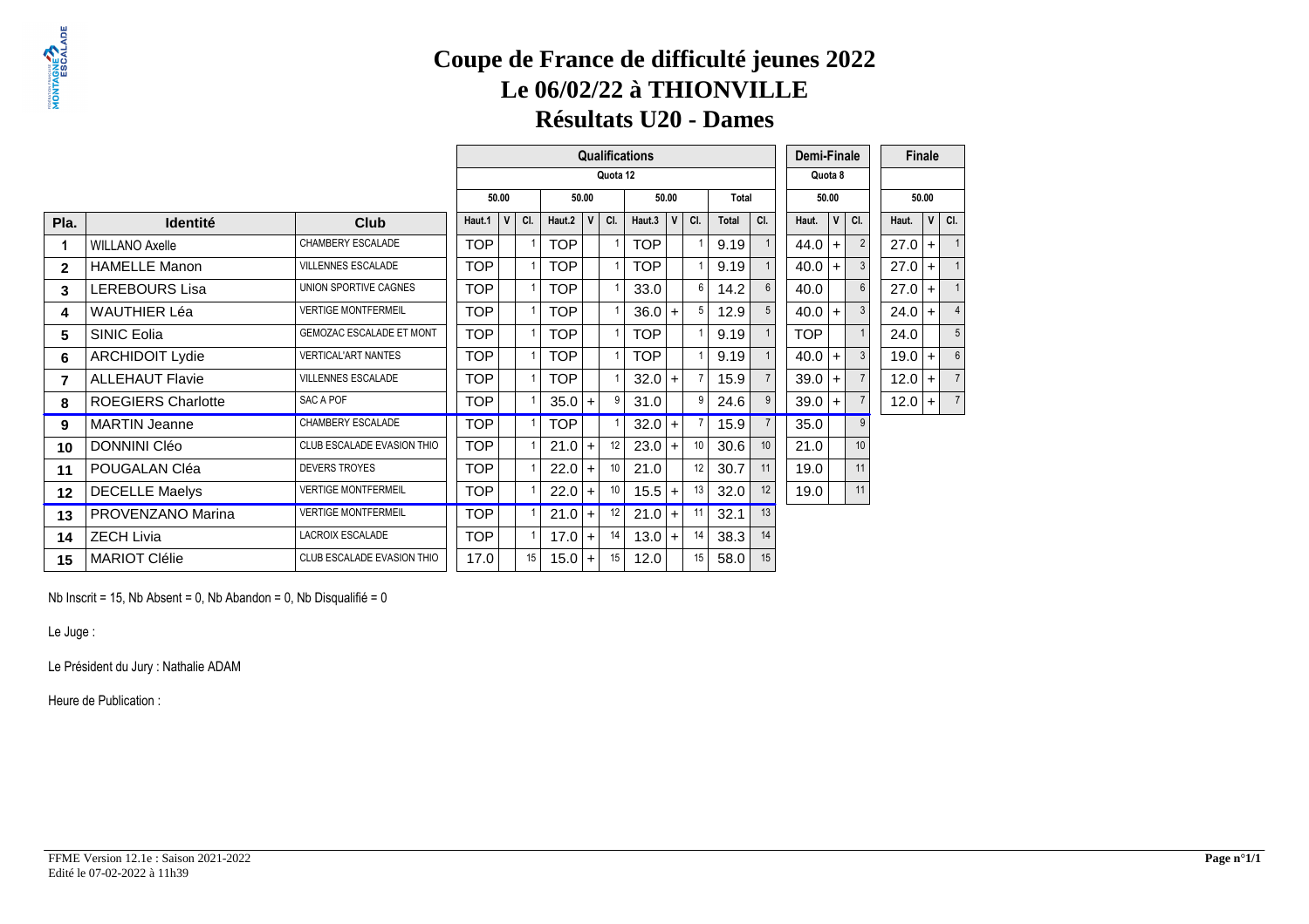# Coupe de France de difficulté jeunes 2022
## Le 06/02/22 à THIONVILLE
## Résultats U20 - Dames

| | | | Qualifications | | | | | | | | | | | Demi-Finale | | | Finale | | |
|---|---|---|---|---|---|---|---|---|---|---|---|---|---|---|---|---|---|---|---|
| | | | Quota 12 | | | | | | | | | | | Quota 8 | | | | | |
| | | | 50.00 | | | 50.00 | | | 50.00 | | | Total | | 50.00 | | | 50.00 | | |
| Pla. | Identité | Club | Haut.1 | V | Cl. | Haut.2 | V | Cl. | Haut.3 | V | Cl. | Total | Cl. | Haut. | V | Cl. | Haut. | V | Cl. |
| 1 | WILLANO Axelle | CHAMBERY ESCALADE | TOP | | 1 | TOP | | 1 | TOP | | 1 | 9.19 | 1 | 44.0 | + | 2 | 27.0 | + | 1 |
| 2 | HAMELLE Manon | VILLENNES ESCALADE | TOP | | 1 | TOP | | 1 | TOP | | 1 | 9.19 | 1 | 40.0 | + | 3 | 27.0 | + | 1 |
| 3 | LEREBOURS Lisa | UNION SPORTIVE CAGNES | TOP | | 1 | TOP | | 1 | 33.0 | | 6 | 14.2 | 6 | 40.0 | | 6 | 27.0 | + | 1 |
| 4 | WAUTHIER Léa | VERTIGE MONTFERMEIL | TOP | | 1 | TOP | | 1 | 36.0 | + | 5 | 12.9 | 5 | 40.0 | + | 3 | 24.0 | + | 4 |
| 5 | SINIC Eolia | GEMOZAC ESCALADE ET MONT | TOP | | 1 | TOP | | 1 | TOP | | 1 | 9.19 | 1 | TOP | | 1 | 24.0 | | 5 |
| 6 | ARCHIDOIT Lydie | VERTICAL'ART NANTES | TOP | | 1 | TOP | | 1 | TOP | | 1 | 9.19 | 1 | 40.0 | + | 3 | 19.0 | + | 6 |
| 7 | ALLEHAUT Flavie | VILLENNES ESCALADE | TOP | | 1 | TOP | | 1 | 32.0 | + | 7 | 15.9 | 7 | 39.0 | + | 7 | 12.0 | + | 7 |
| 8 | ROEGIERS Charlotte | SAC A POF | TOP | | 1 | 35.0 | + | 9 | 31.0 | | 9 | 24.6 | 9 | 39.0 | + | 7 | 12.0 | + | 7 |
| 9 | MARTIN Jeanne | CHAMBERY ESCALADE | TOP | | 1 | TOP | | 1 | 32.0 | + | 7 | 15.9 | 7 | 35.0 | | 9 | | | |
| 10 | DONNINI Cléo | CLUB ESCALADE EVASION THIO | TOP | | 1 | 21.0 | + | 12 | 23.0 | + | 10 | 30.6 | 10 | 21.0 | | 10 | | | |
| 11 | POUGALAN Cléa | DEVERS TROYES | TOP | | 1 | 22.0 | + | 10 | 21.0 | | 12 | 30.7 | 11 | 19.0 | | 11 | | | |
| 12 | DECELLE Maelys | VERTIGE MONTFERMEIL | TOP | | 1 | 22.0 | + | 10 | 15.5 | + | 13 | 32.0 | 12 | 19.0 | | 11 | | | |
| 13 | PROVENZANO Marina | VERTIGE MONTFERMEIL | TOP | | 1 | 21.0 | + | 12 | 21.0 | + | 11 | 32.1 | 13 | | | | | | |
| 14 | ZECH Livia | LACROIX ESCALADE | TOP | | 1 | 17.0 | + | 14 | 13.0 | + | 14 | 38.3 | 14 | | | | | | |
| 15 | MARIOT Clélie | CLUB ESCALADE EVASION THIO | 17.0 | | 15 | 15.0 | + | 15 | 12.0 | | 15 | 58.0 | 15 | | | | | | |

Nb Inscrit = 15, Nb Absent = 0, Nb Abandon = 0, Nb Disqualifié = 0

Le Juge :

Le Président du Jury : Nathalie ADAM

Heure de Publication :

FFME Version 12.1e : Saison 2021-2022
Edité le 07-02-2022 à 11h39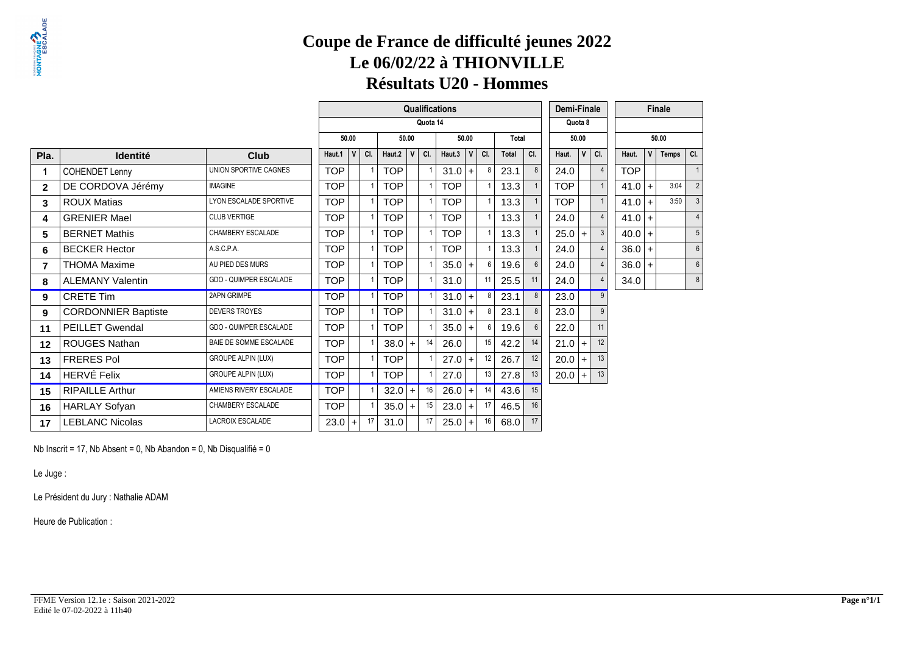# Coupe de France de difficulté jeunes 2022
# Le 06/02/22 à THIONVILLE
# Résultats U20 - Hommes

| | | | Qualifications | | | | | | | | | | | Demi-Finale | | | Finale | | | |
|---|---|---|---|---|---|---|---|---|---|---|---|---|---|---|---|---|---|---|---|---|
| | | | Quota 14 | | | | | | | | | | | Quota 8 | | | | | | |
| | | | 50.00 | | | 50.00 | | | 50.00 | | | Total | | 50.00 | | | 50.00 | | | |
| Pla. | Identité | Club | Haut.1 | V | Cl. | Haut.2 | V | Cl. | Haut.3 | V | Cl. | Total | Cl. | Haut. | V | Cl. | Haut. | V | Temps | Cl. |
| 1 | COHENDET Lenny | UNION SPORTIVE CAGNES | TOP | | 1 | TOP | | 1 | 31.0 | + | 8 | 23.1 | 8 | 24.0 | | 4 | TOP | | | 1 |
| 2 | DE CORDOVA Jérémy | IMAGINE | TOP | | 1 | TOP | | 1 | TOP | | 1 | 13.3 | 1 | TOP | | 1 | 41.0 | + | 3:04 | 2 |
| 3 | ROUX Matias | LYON ESCALADE SPORTIVE | TOP | | 1 | TOP | | 1 | TOP | | 1 | 13.3 | 1 | TOP | | 1 | 41.0 | + | 3:50 | 3 |
| 4 | GRENIER Mael | CLUB VERTIGE | TOP | | 1 | TOP | | 1 | TOP | | 1 | 13.3 | 1 | 24.0 | | 4 | 41.0 | + | | 4 |
| 5 | BERNET Mathis | CHAMBERY ESCALADE | TOP | | 1 | TOP | | 1 | TOP | | 1 | 13.3 | 1 | 25.0 | + | 3 | 40.0 | + | | 5 |
| 6 | BECKER Hector | A.S.C.P.A. | TOP | | 1 | TOP | | 1 | TOP | | 1 | 13.3 | 1 | 24.0 | | 4 | 36.0 | + | | 6 |
| 7 | THOMA Maxime | AU PIED DES MURS | TOP | | 1 | TOP | | 1 | 35.0 | + | 6 | 19.6 | 6 | 24.0 | | 4 | 36.0 | + | | 6 |
| 8 | ALEMANY Valentin | GDO - QUIMPER ESCALADE | TOP | | 1 | TOP | | 1 | 31.0 | | 11 | 25.5 | 11 | 24.0 | | 4 | 34.0 | | | 8 |
| 9 | CRETE Tim | 2APN GRIMPE | TOP | | 1 | TOP | | 1 | 31.0 | + | 8 | 23.1 | 8 | 23.0 | | 9 | | | | |
| 9 | CORDONNIER Baptiste | DEVERS TROYES | TOP | | 1 | TOP | | 1 | 31.0 | + | 8 | 23.1 | 8 | 23.0 | | 9 | | | | |
| 11 | PEILLET Gwendal | GDO - QUIMPER ESCALADE | TOP | | 1 | TOP | | 1 | 35.0 | + | 6 | 19.6 | 6 | 22.0 | | 11 | | | | |
| 12 | ROUGES Nathan | BAIE DE SOMME ESCALADE | TOP | | 1 | 38.0 | + | 14 | 26.0 | | 15 | 42.2 | 14 | 21.0 | + | 12 | | | | |
| 13 | FRERES Pol | GROUPE ALPIN (LUX) | TOP | | 1 | TOP | | 1 | 27.0 | + | 12 | 26.7 | 12 | 20.0 | + | 13 | | | | |
| 14 | HERVÉ Felix | GROUPE ALPIN (LUX) | TOP | | 1 | TOP | | 1 | 27.0 | | 13 | 27.8 | 13 | 20.0 | + | 13 | | | | |
| 15 | RIPAILLE Arthur | AMIENS RIVERY ESCALADE | TOP | | 1 | 32.0 | + | 16 | 26.0 | + | 14 | 43.6 | 15 | | | | | | | |
| 16 | HARLAY Sofyan | CHAMBERY ESCALADE | TOP | | 1 | 35.0 | + | 15 | 23.0 | + | 17 | 46.5 | 16 | | | | | | | |
| 17 | LEBLANC Nicolas | LACROIX ESCALADE | 23.0 | + | 17 | 31.0 | | 17 | 25.0 | + | 16 | 68.0 | 17 | | | | | | | |

Nb Inscrit = 17, Nb Absent = 0, Nb Abandon = 0, Nb Disqualifié = 0

Le Juge :

Le Président du Jury : Nathalie ADAM

Heure de Publication :

FFME Version 12.1e : Saison 2021-2022
Edité le 07-02-2022 à 11h40